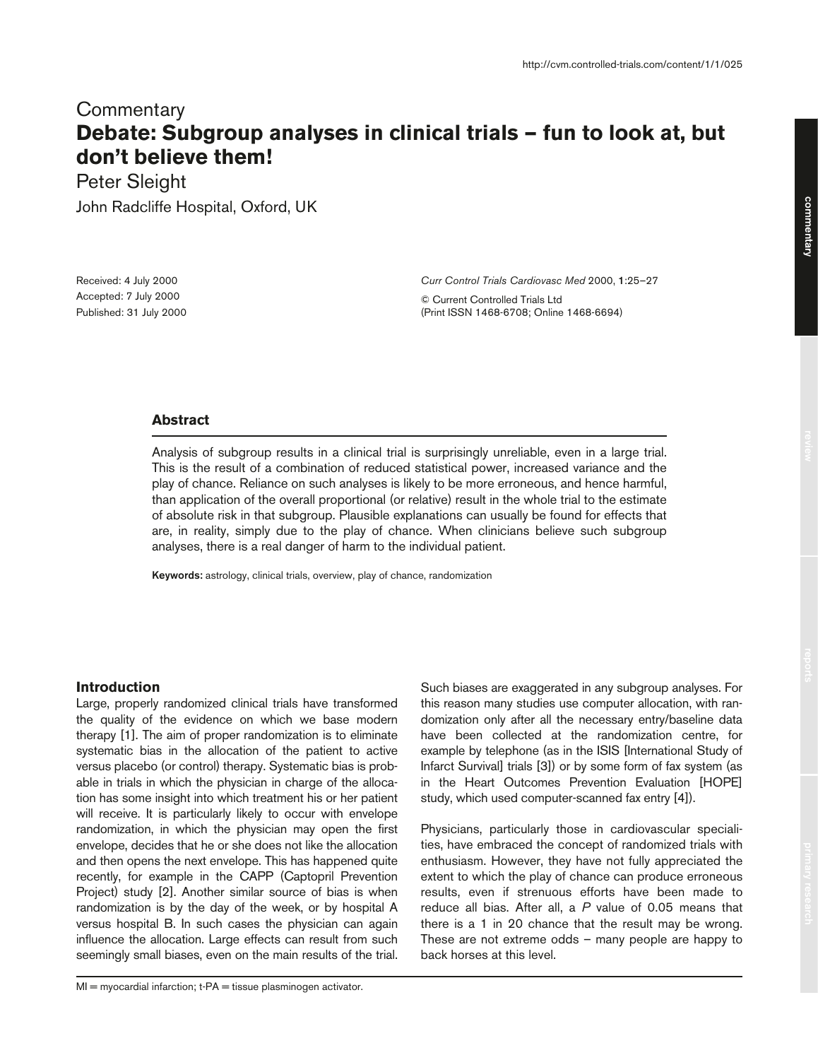Commentary

# Debate: Subgroup analyses in clinical trials – fun to look at, but don't believe them!

Peter Sleight

John Radcliffe Hospital, Oxford, UK

Received: 4 July 2000
Accepted: 7 July 2000
Published: 31 July 2000

*Curr Control Trials Cardiovasc Med* 2000, **1**:25–27

© Current Controlled Trials Ltd
(Print ISSN 1468-6708; Online 1468-6694)

## Abstract

Analysis of subgroup results in a clinical trial is surprisingly unreliable, even in a large trial. This is the result of a combination of reduced statistical power, increased variance and the play of chance. Reliance on such analyses is likely to be more erroneous, and hence harmful, than application of the overall proportional (or relative) result in the whole trial to the estimate of absolute risk in that subgroup. Plausible explanations can usually be found for effects that are, in reality, simply due to the play of chance. When clinicians believe such subgroup analyses, there is a real danger of harm to the individual patient.

**Keywords:** astrology, clinical trials, overview, play of chance, randomization

## Introduction

Large, properly randomized clinical trials have transformed the quality of the evidence on which we base modern therapy [1]. The aim of proper randomization is to eliminate systematic bias in the allocation of the patient to active versus placebo (or control) therapy. Systematic bias is probable in trials in which the physician in charge of the allocation has some insight into which treatment his or her patient will receive. It is particularly likely to occur with envelope randomization, in which the physician may open the first envelope, decides that he or she does not like the allocation and then opens the next envelope. This has happened quite recently, for example in the CAPP (Captopril Prevention Project) study [2]. Another similar source of bias is when randomization is by the day of the week, or by hospital A versus hospital B. In such cases the physician can again influence the allocation. Large effects can result from such seemingly small biases, even on the main results of the trial. Such biases are exaggerated in any subgroup analyses. For this reason many studies use computer allocation, with randomization only after all the necessary entry/baseline data have been collected at the randomization centre, for example by telephone (as in the ISIS [International Study of Infarct Survival] trials [3]) or by some form of fax system (as in the Heart Outcomes Prevention Evaluation [HOPE] study, which used computer-scanned fax entry [4]).

Physicians, particularly those in cardiovascular specialities, have embraced the concept of randomized trials with enthusiasm. However, they have not fully appreciated the extent to which the play of chance can produce erroneous results, even if strenuous efforts have been made to reduce all bias. After all, a $P$ value of 0.05 means that there is a 1 in 20 chance that the result may be wrong. These are not extreme odds – many people are happy to back horses at this level.

MI = myocardial infarction; t-PA = tissue plasminogen activator.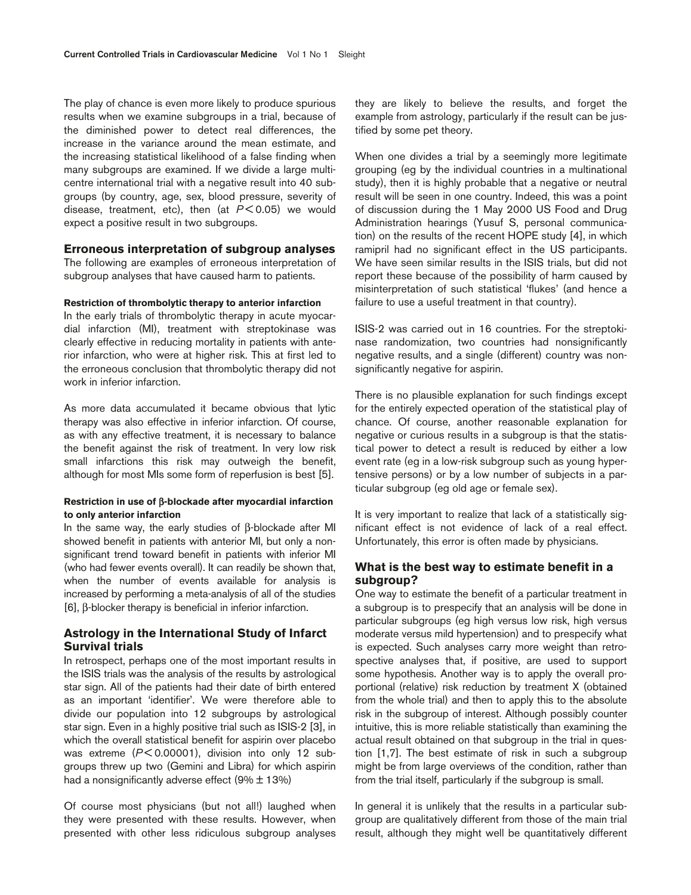The play of chance is even more likely to produce spurious results when we examine subgroups in a trial, because of the diminished power to detect real differences, the increase in the variance around the mean estimate, and the increasing statistical likelihood of a false finding when many subgroups are examined. If we divide a large multicentre international trial with a negative result into 40 subgroups (by country, age, sex, blood pressure, severity of disease, treatment, etc), then (at $P < 0.05$) we would expect a positive result in two subgroups.

## Erroneous interpretation of subgroup analyses

The following are examples of erroneous interpretation of subgroup analyses that have caused harm to patients.

#### Restriction of thrombolytic therapy to anterior infarction

In the early trials of thrombolytic therapy in acute myocardial infarction (MI), treatment with streptokinase was clearly effective in reducing mortality in patients with anterior infarction, who were at higher risk. This at first led to the erroneous conclusion that thrombolytic therapy did not work in inferior infarction.

As more data accumulated it became obvious that lytic therapy was also effective in inferior infarction. Of course, as with any effective treatment, it is necessary to balance the benefit against the risk of treatment. In very low risk small infarctions this risk may outweigh the benefit, although for most MIs some form of reperfusion is best [5].

#### Restriction in use of β-blockade after myocardial infarction to only anterior infarction

In the same way, the early studies of β-blockade after MI showed benefit in patients with anterior MI, but only a nonsignificant trend toward benefit in patients with inferior MI (who had fewer events overall). It can readily be shown that, when the number of events available for analysis is increased by performing a meta-analysis of all of the studies [6], β-blocker therapy is beneficial in inferior infarction.

## Astrology in the International Study of Infarct Survival trials

In retrospect, perhaps one of the most important results in the ISIS trials was the analysis of the results by astrological star sign. All of the patients had their date of birth entered as an important 'identifier'. We were therefore able to divide our population into 12 subgroups by astrological star sign. Even in a highly positive trial such as ISIS-2 [3], in which the overall statistical benefit for aspirin over placebo was extreme ($P < 0.00001$), division into only 12 subgroups threw up two (Gemini and Libra) for which aspirin had a nonsignificantly adverse effect (9% ± 13%)

Of course most physicians (but not all!) laughed when they were presented with these results. However, when presented with other less ridiculous subgroup analyses they are likely to believe the results, and forget the example from astrology, particularly if the result can be justified by some pet theory.

When one divides a trial by a seemingly more legitimate grouping (eg by the individual countries in a multinational study), then it is highly probable that a negative or neutral result will be seen in one country. Indeed, this was a point of discussion during the 1 May 2000 US Food and Drug Administration hearings (Yusuf S, personal communication) on the results of the recent HOPE study [4], in which ramipril had no significant effect in the US participants. We have seen similar results in the ISIS trials, but did not report these because of the possibility of harm caused by misinterpretation of such statistical 'flukes' (and hence a failure to use a useful treatment in that country).

ISIS-2 was carried out in 16 countries. For the streptokinase randomization, two countries had nonsignificantly negative results, and a single (different) country was nonsignificantly negative for aspirin.

There is no plausible explanation for such findings except for the entirely expected operation of the statistical play of chance. Of course, another reasonable explanation for negative or curious results in a subgroup is that the statistical power to detect a result is reduced by either a low event rate (eg in a low-risk subgroup such as young hypertensive persons) or by a low number of subjects in a particular subgroup (eg old age or female sex).

It is very important to realize that lack of a statistically significant effect is not evidence of lack of a real effect. Unfortunately, this error is often made by physicians.

## What is the best way to estimate benefit in a subgroup?

One way to estimate the benefit of a particular treatment in a subgroup is to prespecify that an analysis will be done in particular subgroups (eg high versus low risk, high versus moderate versus mild hypertension) and to prespecify what is expected. Such analyses carry more weight than retrospective analyses that, if positive, are used to support some hypothesis. Another way is to apply the overall proportional (relative) risk reduction by treatment X (obtained from the whole trial) and then to apply this to the absolute risk in the subgroup of interest. Although possibly counter intuitive, this is more reliable statistically than examining the actual result obtained on that subgroup in the trial in question [1,7]. The best estimate of risk in such a subgroup might be from large overviews of the condition, rather than from the trial itself, particularly if the subgroup is small.

In general it is unlikely that the results in a particular subgroup are qualitatively different from those of the main trial result, although they might well be quantitatively different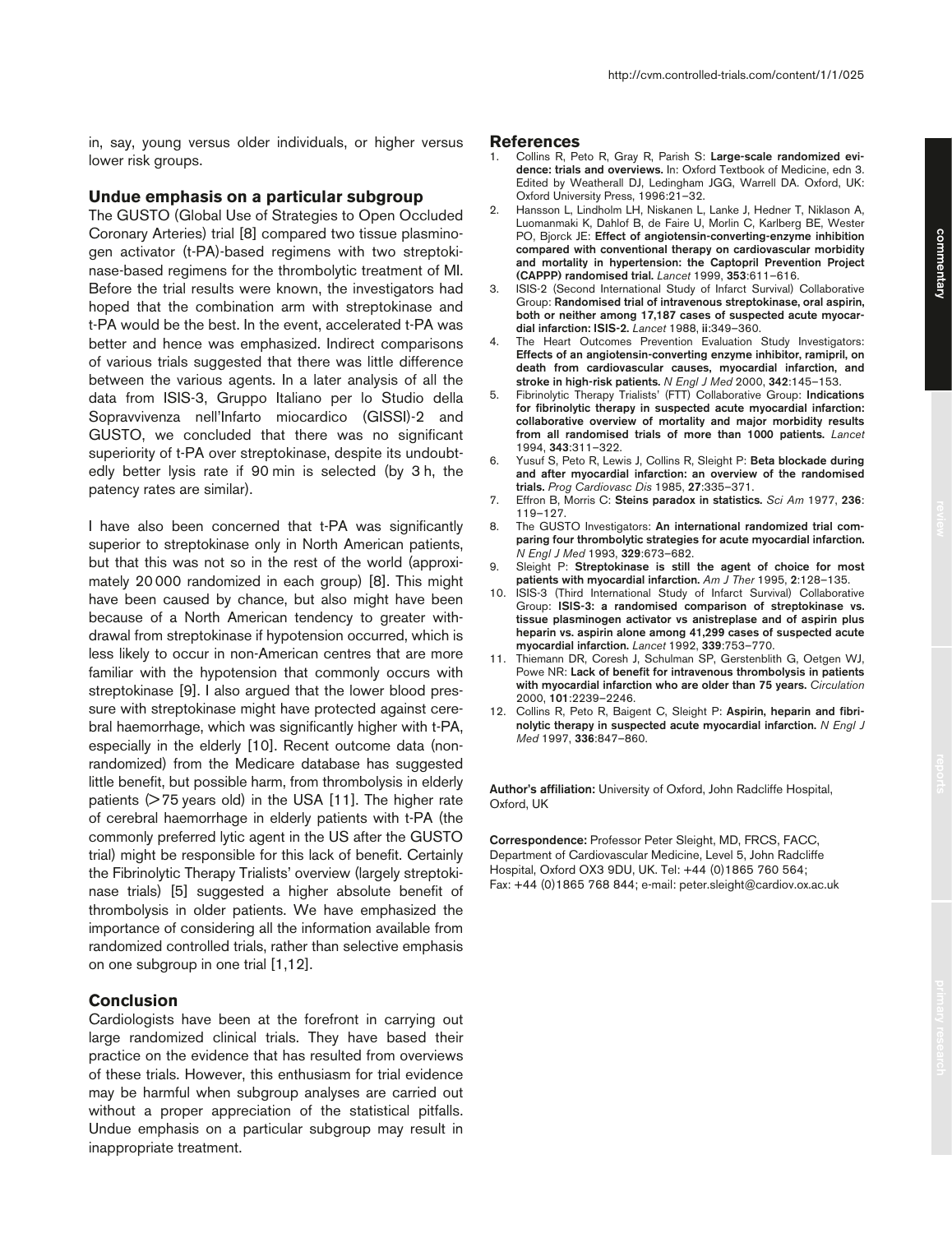in, say, young versus older individuals, or higher versus lower risk groups.

## Undue emphasis on a particular subgroup

The GUSTO (Global Use of Strategies to Open Occluded Coronary Arteries) trial [8] compared two tissue plasminogen activator (t-PA)-based regimens with two streptokinase-based regimens for the thrombolytic treatment of MI. Before the trial results were known, the investigators had hoped that the combination arm with streptokinase and t-PA would be the best. In the event, accelerated t-PA was better and hence was emphasized. Indirect comparisons of various trials suggested that there was little difference between the various agents. In a later analysis of all the data from ISIS-3, Gruppo Italiano per lo Studio della Sopravvivenza nell'Infarto miocardico (GISSI)-2 and GUSTO, we concluded that there was no significant superiority of t-PA over streptokinase, despite its undoubtedly better lysis rate if 90 min is selected (by 3 h, the patency rates are similar).

I have also been concerned that t-PA was significantly superior to streptokinase only in North American patients, but that this was not so in the rest of the world (approximately 20 000 randomized in each group) [8]. This might have been caused by chance, but also might have been because of a North American tendency to greater withdrawal from streptokinase if hypotension occurred, which is less likely to occur in non-American centres that are more familiar with the hypotension that commonly occurs with streptokinase [9]. I also argued that the lower blood pressure with streptokinase might have protected against cerebral haemorrhage, which was significantly higher with t-PA, especially in the elderly [10]. Recent outcome data (non-randomized) from the Medicare database has suggested little benefit, but possible harm, from thrombolysis in elderly patients (>75 years old) in the USA [11]. The higher rate of cerebral haemorrhage in elderly patients with t-PA (the commonly preferred lytic agent in the US after the GUSTO trial) might be responsible for this lack of benefit. Certainly the Fibrinolytic Therapy Trialists' overview (largely streptokinase trials) [5] suggested a higher absolute benefit of thrombolysis in older patients. We have emphasized the importance of considering all the information available from randomized controlled trials, rather than selective emphasis on one subgroup in one trial [1,12].

## Conclusion

Cardiologists have been at the forefront in carrying out large randomized clinical trials. They have based their practice on the evidence that has resulted from overviews of these trials. However, this enthusiasm for trial evidence may be harmful when subgroup analyses are carried out without a proper appreciation of the statistical pitfalls. Undue emphasis on a particular subgroup may result in inappropriate treatment.

## References

1. Collins R, Peto R, Gray R, Parish S: **Large-scale randomized evidence: trials and overviews.** In: Oxford Textbook of Medicine, edn 3. Edited by Weatherall DJ, Ledingham JGG, Warrell DA. Oxford, UK: Oxford University Press, 1996:21–32.
2. Hansson L, Lindholm LH, Niskanen L, Lanke J, Hedner T, Niklason A, Luomanmaki K, Dahlof B, de Faire U, Morlin C, Karlberg BE, Wester PO, Bjorck JE: **Effect of angiotensin-converting-enzyme inhibition compared with conventional therapy on cardiovascular morbidity and mortality in hypertension: the Captopril Prevention Project (CAPPP) randomised trial.** *Lancet* 1999, **353**:611–616.
3. ISIS-2 (Second International Study of Infarct Survival) Collaborative Group: **Randomised trial of intravenous streptokinase, oral aspirin, both or neither among 17,187 cases of suspected acute myocardial infarction: ISIS-2.** *Lancet* 1988, **ii**:349–360.
4. The Heart Outcomes Prevention Evaluation Study Investigators: **Effects of an angiotensin-converting enzyme inhibitor, ramipril, on death from cardiovascular causes, myocardial infarction, and stroke in high-risk patients.** *N Engl J Med* 2000, **342**:145–153.
5. Fibrinolytic Therapy Trialists' (FTT) Collaborative Group: **Indications for fibrinolytic therapy in suspected acute myocardial infarction: collaborative overview of mortality and major morbidity results from all randomised trials of more than 1000 patients.** *Lancet* 1994, **343**:311–322.
6. Yusuf S, Peto R, Lewis J, Collins R, Sleight P: **Beta blockade during and after myocardial infarction: an overview of the randomised trials.** *Prog Cardiovasc Dis* 1985, **27**:335–371.
7. Effron B, Morris C: **Steins paradox in statistics.** *Sci Am* 1977, **236**: 119–127.
8. The GUSTO Investigators: **An international randomized trial comparing four thrombolytic strategies for acute myocardial infarction.** *N Engl J Med* 1993, **329**:673–682.
9. Sleight P: **Streptokinase is still the agent of choice for most patients with myocardial infarction.** *Am J Ther* 1995, **2**:128–135.
10. ISIS-3 (Third International Study of Infarct Survival) Collaborative Group: **ISIS-3: a randomised comparison of streptokinase vs. tissue plasminogen activator vs anistreplase and of aspirin plus heparin vs. aspirin alone among 41,299 cases of suspected acute myocardial infarction.** *Lancet* 1992, **339**:753–770.
11. Thiemann DR, Coresh J, Schulman SP, Gerstenblith G, Oetgen WJ, Powe NR: **Lack of benefit for intravenous thrombolysis in patients with myocardial infarction who are older than 75 years.** *Circulation* 2000, **101**:2239–2246.
12. Collins R, Peto R, Baigent C, Sleight P: **Aspirin, heparin and fibrinolytic therapy in suspected acute myocardial infarction.** *N Engl J Med* 1997, **336**:847–860.

**Author's affiliation:** University of Oxford, John Radcliffe Hospital, Oxford, UK

**Correspondence:** Professor Peter Sleight, MD, FRCS, FACC, Department of Cardiovascular Medicine, Level 5, John Radcliffe Hospital, Oxford OX3 9DU, UK. Tel: +44 (0)1865 760 564; Fax: +44 (0)1865 768 844; e-mail: peter.sleight@cardiov.ox.ac.uk